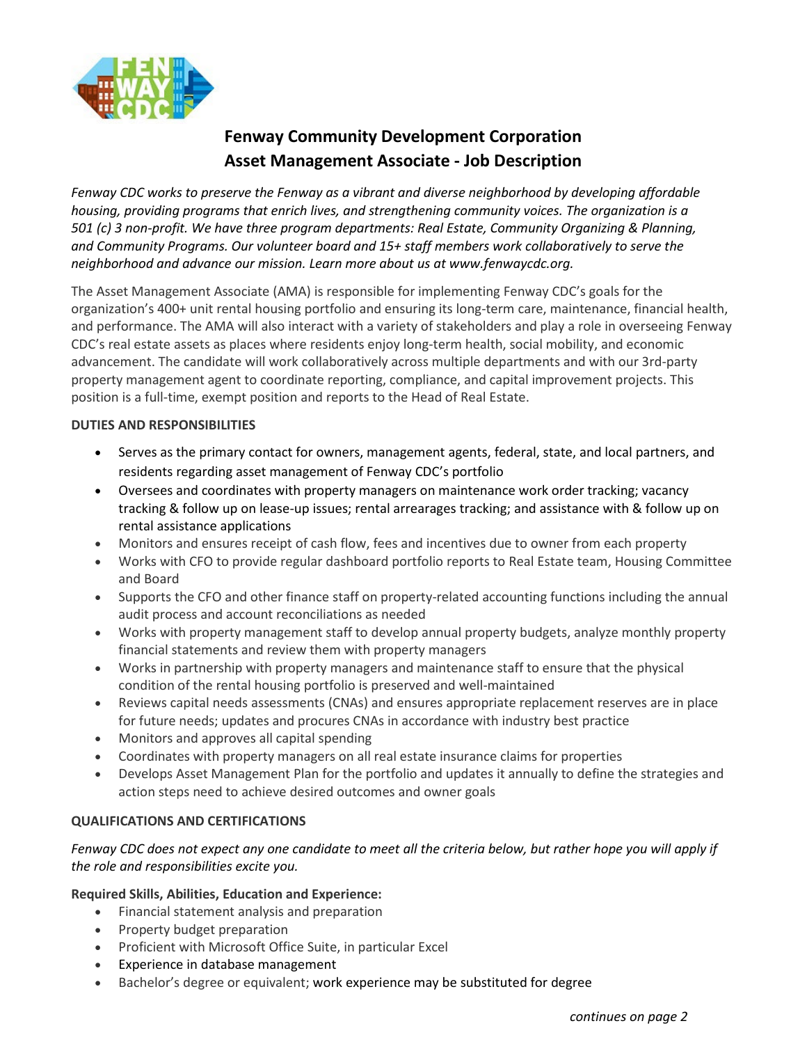# Fenway Community Development Corporation
# Asset Management Associate - Job Description

*Fenway CDC works to preserve the Fenway as a vibrant and diverse neighborhood by developing affordable housing, providing programs that enrich lives, and strengthening community voices. The organization is a 501 (c) 3 non-profit. We have three program departments: Real Estate, Community Organizing & Planning, and Community Programs. Our volunteer board and 15+ staff members work collaboratively to serve the neighborhood and advance our mission. Learn more about us at www.fenwaycdc.org.*

The Asset Management Associate (AMA) is responsible for implementing Fenway CDC's goals for the organization's 400+ unit rental housing portfolio and ensuring its long-term care, maintenance, financial health, and performance. The AMA will also interact with a variety of stakeholders and play a role in overseeing Fenway CDC's real estate assets as places where residents enjoy long-term health, social mobility, and economic advancement. The candidate will work collaboratively across multiple departments and with our 3rd-party property management agent to coordinate reporting, compliance, and capital improvement projects. This position is a full-time, exempt position and reports to the Head of Real Estate.

## DUTIES AND RESPONSIBILITIES

- Serves as the primary contact for owners, management agents, federal, state, and local partners, and residents regarding asset management of Fenway CDC's portfolio
- Oversees and coordinates with property managers on maintenance work order tracking; vacancy tracking & follow up on lease-up issues; rental arrearages tracking; and assistance with & follow up on rental assistance applications
- Monitors and ensures receipt of cash flow, fees and incentives due to owner from each property
- Works with CFO to provide regular dashboard portfolio reports to Real Estate team, Housing Committee and Board
- Supports the CFO and other finance staff on property-related accounting functions including the annual audit process and account reconciliations as needed
- Works with property management staff to develop annual property budgets, analyze monthly property financial statements and review them with property managers
- Works in partnership with property managers and maintenance staff to ensure that the physical condition of the rental housing portfolio is preserved and well-maintained
- Reviews capital needs assessments (CNAs) and ensures appropriate replacement reserves are in place for future needs; updates and procures CNAs in accordance with industry best practice
- Monitors and approves all capital spending
- Coordinates with property managers on all real estate insurance claims for properties
- Develops Asset Management Plan for the portfolio and updates it annually to define the strategies and action steps need to achieve desired outcomes and owner goals

## QUALIFICATIONS AND CERTIFICATIONS

*Fenway CDC does not expect any one candidate to meet all the criteria below, but rather hope you will apply if the role and responsibilities excite you.*

**Required Skills, Abilities, Education and Experience:**

- Financial statement analysis and preparation
- Property budget preparation
- Proficient with Microsoft Office Suite, in particular Excel
- Experience in database management
- Bachelor's degree or equivalent; work experience may be substituted for degree

*continues on page 2*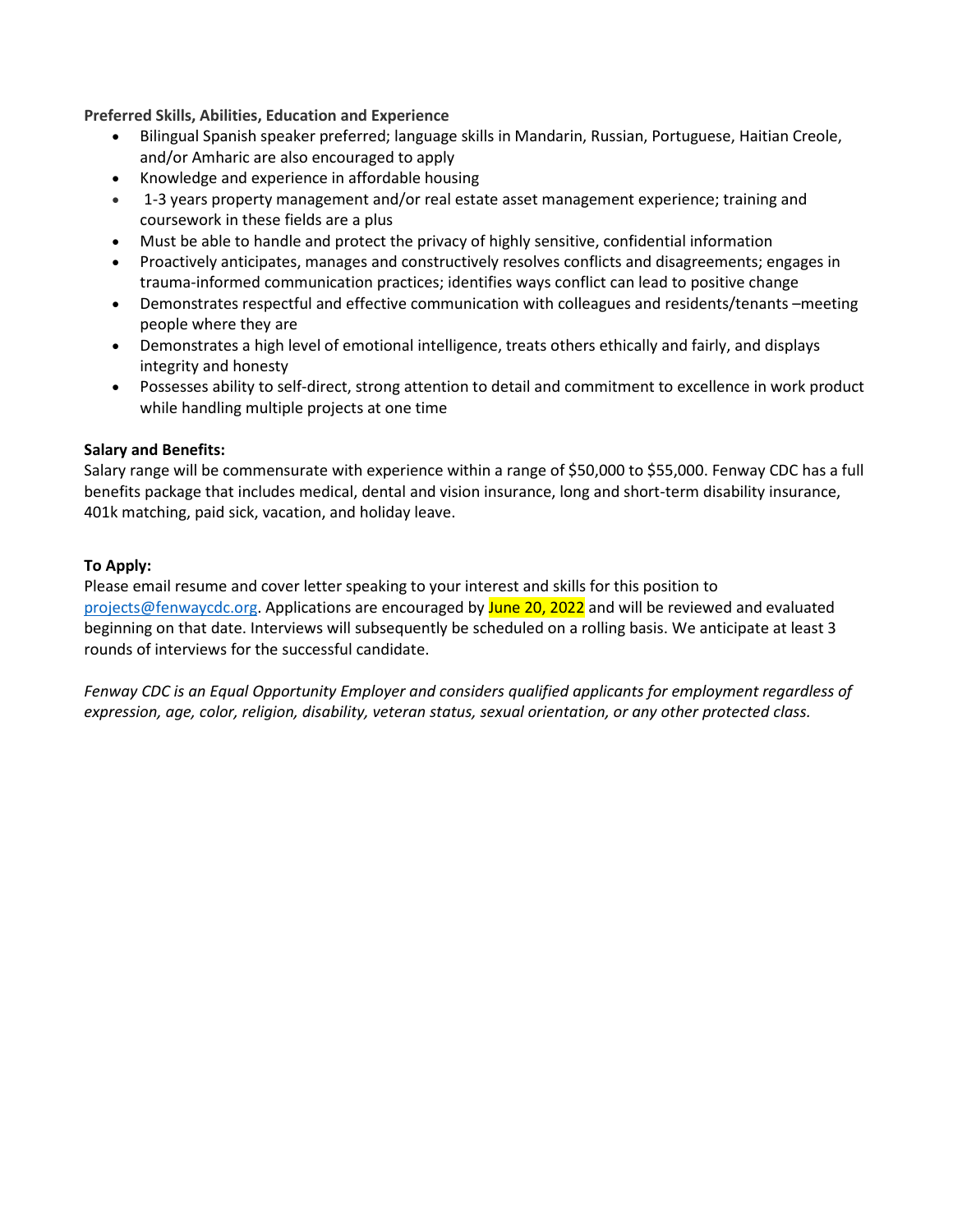**Preferred Skills, Abilities, Education and Experience**

- Bilingual Spanish speaker preferred; language skills in Mandarin, Russian, Portuguese, Haitian Creole, and/or Amharic are also encouraged to apply
- Knowledge and experience in affordable housing
- 1-3 years property management and/or real estate asset management experience; training and coursework in these fields are a plus
- Must be able to handle and protect the privacy of highly sensitive, confidential information
- Proactively anticipates, manages and constructively resolves conflicts and disagreements; engages in trauma-informed communication practices; identifies ways conflict can lead to positive change
- Demonstrates respectful and effective communication with colleagues and residents/tenants –meeting people where they are
- Demonstrates a high level of emotional intelligence, treats others ethically and fairly, and displays integrity and honesty
- Possesses ability to self-direct, strong attention to detail and commitment to excellence in work product while handling multiple projects at one time

**Salary and Benefits:**

Salary range will be commensurate with experience within a range of $50,000 to $55,000. Fenway CDC has a full benefits package that includes medical, dental and vision insurance, long and short-term disability insurance, 401k matching, paid sick, vacation, and holiday leave.

**To Apply:**

Please email resume and cover letter speaking to your interest and skills for this position to projects@fenwaycdc.org. Applications are encouraged by June 20, 2022 and will be reviewed and evaluated beginning on that date. Interviews will subsequently be scheduled on a rolling basis. We anticipate at least 3 rounds of interviews for the successful candidate.

*Fenway CDC is an Equal Opportunity Employer and considers qualified applicants for employment regardless of expression, age, color, religion, disability, veteran status, sexual orientation, or any other protected class.*